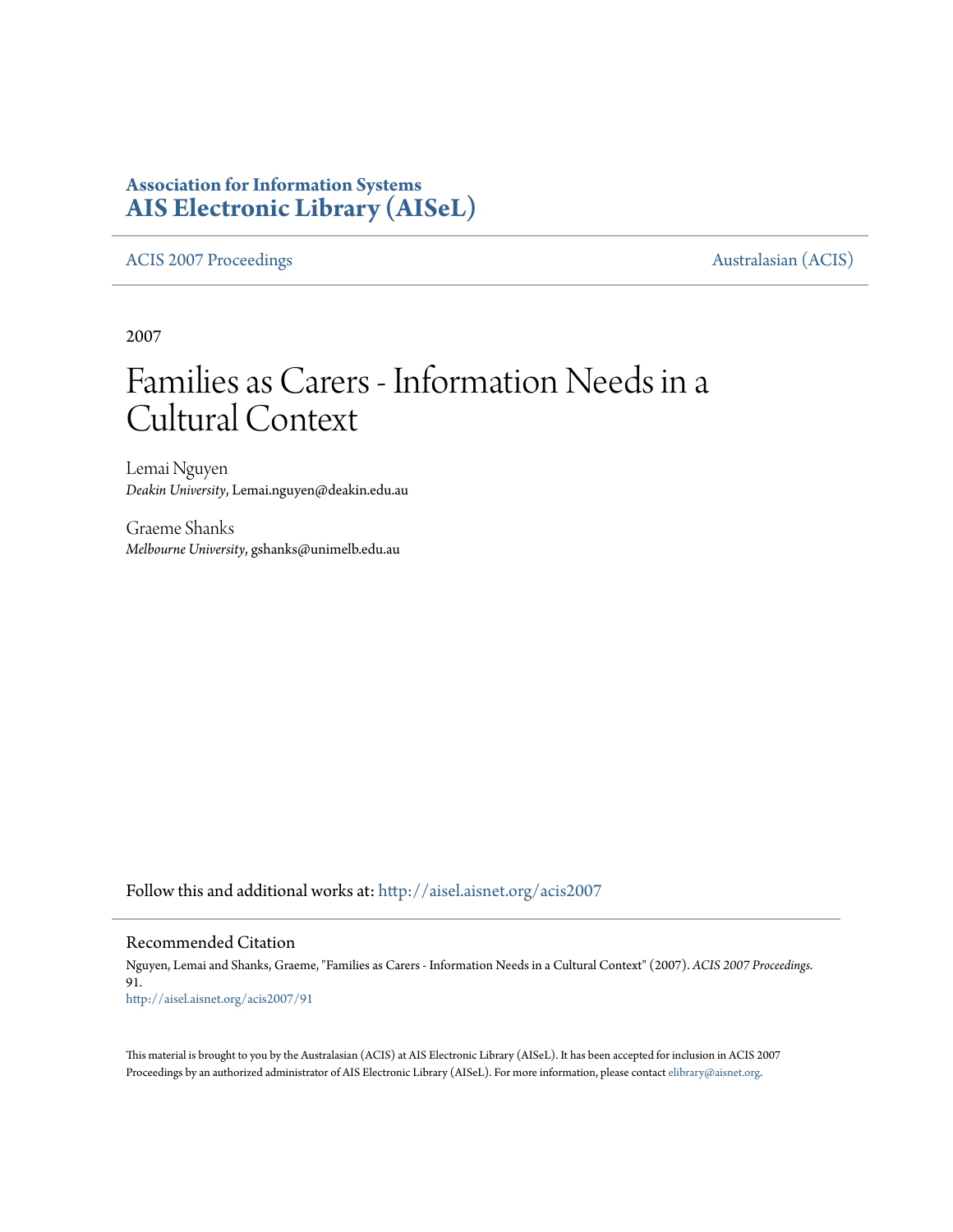**Association for Information Systems**
**AIS Electronic Library (AISeL)**

ACIS 2007 Proceedings | Australasian (ACIS)

2007

# Families as Carers - Information Needs in a Cultural Context

Lemai Nguyen
*Deakin University*, Lemai.nguyen@deakin.edu.au

Graeme Shanks
*Melbourne University*, gshanks@unimelb.edu.au

Follow this and additional works at: http://aisel.aisnet.org/acis2007

## Recommended Citation

Nguyen, Lemai and Shanks, Graeme, "Families as Carers - Information Needs in a Cultural Context" (2007). *ACIS 2007 Proceedings*. 91.
http://aisel.aisnet.org/acis2007/91

This material is brought to you by the Australasian (ACIS) at AIS Electronic Library (AISeL). It has been accepted for inclusion in ACIS 2007 Proceedings by an authorized administrator of AIS Electronic Library (AISeL). For more information, please contact elibrary@aisnet.org.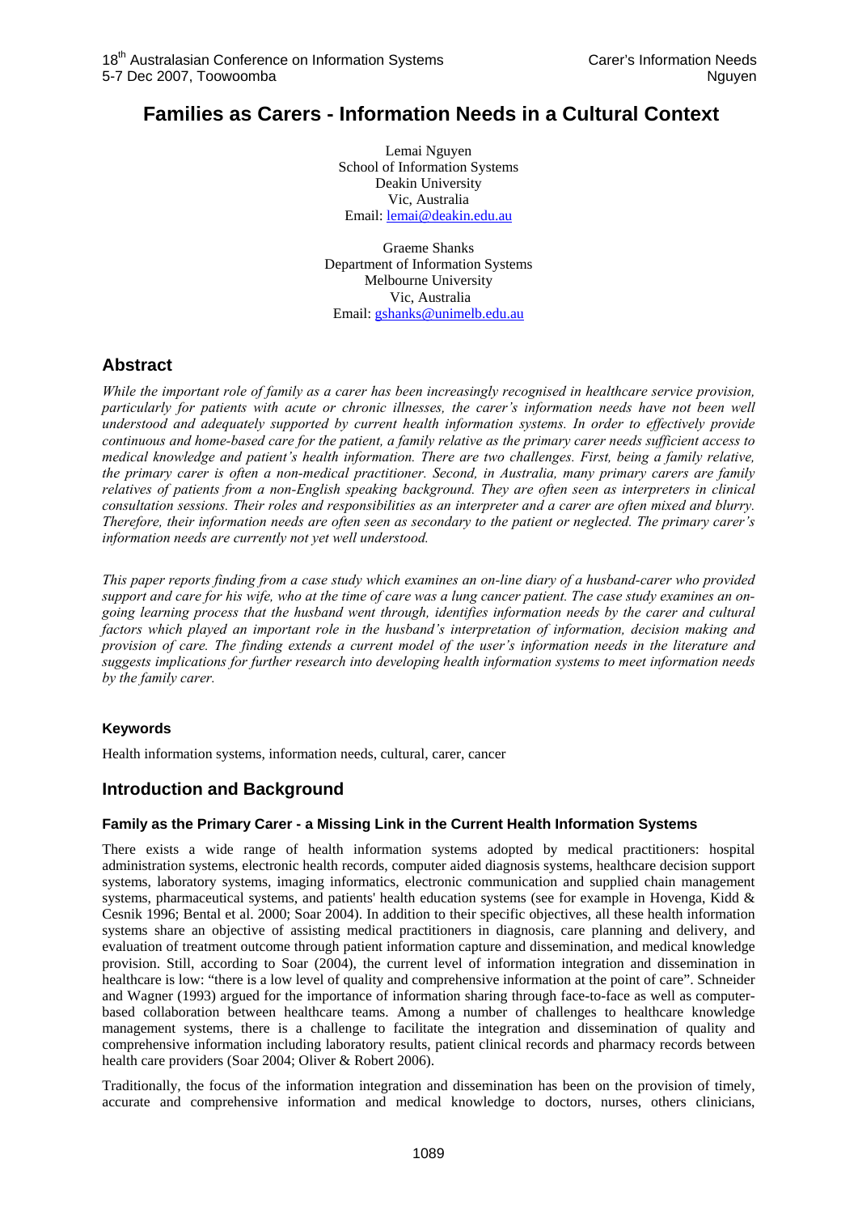# Families as Carers - Information Needs in a Cultural Context

Lemai Nguyen
School of Information Systems
Deakin University
Vic, Australia
Email: lemai@deakin.edu.au

Graeme Shanks
Department of Information Systems
Melbourne University
Vic, Australia
Email: gshanks@unimelb.edu.au

## Abstract

*While the important role of family as a carer has been increasingly recognised in healthcare service provision, particularly for patients with acute or chronic illnesses, the carer's information needs have not been well understood and adequately supported by current health information systems. In order to effectively provide continuous and home-based care for the patient, a family relative as the primary carer needs sufficient access to medical knowledge and patient's health information. There are two challenges. First, being a family relative, the primary carer is often a non-medical practitioner. Second, in Australia, many primary carers are family relatives of patients from a non-English speaking background. They are often seen as interpreters in clinical consultation sessions. Their roles and responsibilities as an interpreter and a carer are often mixed and blurry. Therefore, their information needs are often seen as secondary to the patient or neglected. The primary carer's information needs are currently not yet well understood.*

*This paper reports finding from a case study which examines an on-line diary of a husband-carer who provided support and care for his wife, who at the time of care was a lung cancer patient. The case study examines an on-going learning process that the husband went through, identifies information needs by the carer and cultural factors which played an important role in the husband's interpretation of information, decision making and provision of care. The finding extends a current model of the user's information needs in the literature and suggests implications for further research into developing health information systems to meet information needs by the family carer.*

### Keywords

Health information systems, information needs, cultural, carer, cancer

## Introduction and Background

### Family as the Primary Carer - a Missing Link in the Current Health Information Systems

There exists a wide range of health information systems adopted by medical practitioners: hospital administration systems, electronic health records, computer aided diagnosis systems, healthcare decision support systems, laboratory systems, imaging informatics, electronic communication and supplied chain management systems, pharmaceutical systems, and patients' health education systems (see for example in Hovenga, Kidd & Cesnik 1996; Bental et al. 2000; Soar 2004). In addition to their specific objectives, all these health information systems share an objective of assisting medical practitioners in diagnosis, care planning and delivery, and evaluation of treatment outcome through patient information capture and dissemination, and medical knowledge provision. Still, according to Soar (2004), the current level of information integration and dissemination in healthcare is low: "there is a low level of quality and comprehensive information at the point of care". Schneider and Wagner (1993) argued for the importance of information sharing through face-to-face as well as computer-based collaboration between healthcare teams. Among a number of challenges to healthcare knowledge management systems, there is a challenge to facilitate the integration and dissemination of quality and comprehensive information including laboratory results, patient clinical records and pharmacy records between health care providers (Soar 2004; Oliver & Robert 2006).

Traditionally, the focus of the information integration and dissemination has been on the provision of timely, accurate and comprehensive information and medical knowledge to doctors, nurses, others clinicians,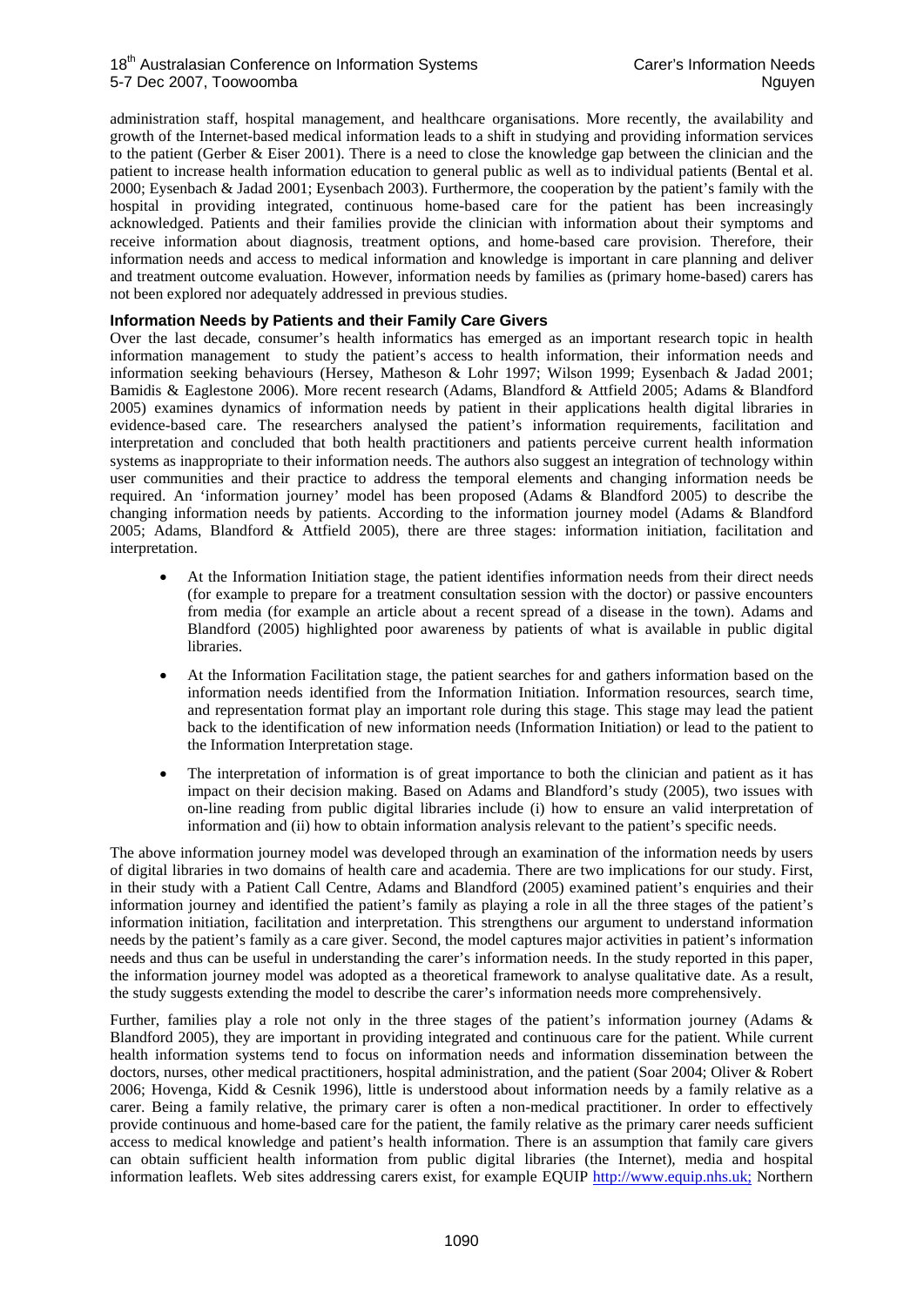administration staff, hospital management, and healthcare organisations. More recently, the availability and growth of the Internet-based medical information leads to a shift in studying and providing information services to the patient (Gerber & Eiser 2001). There is a need to close the knowledge gap between the clinician and the patient to increase health information education to general public as well as to individual patients (Bental et al. 2000; Eysenbach & Jadad 2001; Eysenbach 2003). Furthermore, the cooperation by the patient's family with the hospital in providing integrated, continuous home-based care for the patient has been increasingly acknowledged. Patients and their families provide the clinician with information about their symptoms and receive information about diagnosis, treatment options, and home-based care provision. Therefore, their information needs and access to medical information and knowledge is important in care planning and deliver and treatment outcome evaluation. However, information needs by families as (primary home-based) carers has not been explored nor adequately addressed in previous studies.

### Information Needs by Patients and their Family Care Givers

Over the last decade, consumer's health informatics has emerged as an important research topic in health information management to study the patient's access to health information, their information needs and information seeking behaviours (Hersey, Matheson & Lohr 1997; Wilson 1999; Eysenbach & Jadad 2001; Bamidis & Eaglestone 2006). More recent research (Adams, Blandford & Attfield 2005; Adams & Blandford 2005) examines dynamics of information needs by patient in their applications health digital libraries in evidence-based care. The researchers analysed the patient's information requirements, facilitation and interpretation and concluded that both health practitioners and patients perceive current health information systems as inappropriate to their information needs. The authors also suggest an integration of technology within user communities and their practice to address the temporal elements and changing information needs be required. An 'information journey' model has been proposed (Adams & Blandford 2005) to describe the changing information needs by patients. According to the information journey model (Adams & Blandford 2005; Adams, Blandford & Attfield 2005), there are three stages: information initiation, facilitation and interpretation.

- At the Information Initiation stage, the patient identifies information needs from their direct needs (for example to prepare for a treatment consultation session with the doctor) or passive encounters from media (for example an article about a recent spread of a disease in the town). Adams and Blandford (2005) highlighted poor awareness by patients of what is available in public digital libraries.
- At the Information Facilitation stage, the patient searches for and gathers information based on the information needs identified from the Information Initiation. Information resources, search time, and representation format play an important role during this stage. This stage may lead the patient back to the identification of new information needs (Information Initiation) or lead to the patient to the Information Interpretation stage.
- The interpretation of information is of great importance to both the clinician and patient as it has impact on their decision making. Based on Adams and Blandford's study (2005), two issues with on-line reading from public digital libraries include (i) how to ensure an valid interpretation of information and (ii) how to obtain information analysis relevant to the patient's specific needs.

The above information journey model was developed through an examination of the information needs by users of digital libraries in two domains of health care and academia. There are two implications for our study. First, in their study with a Patient Call Centre, Adams and Blandford (2005) examined patient's enquiries and their information journey and identified the patient's family as playing a role in all the three stages of the patient's information initiation, facilitation and interpretation. This strengthens our argument to understand information needs by the patient's family as a care giver. Second, the model captures major activities in patient's information needs and thus can be useful in understanding the carer's information needs. In the study reported in this paper, the information journey model was adopted as a theoretical framework to analyse qualitative date. As a result, the study suggests extending the model to describe the carer's information needs more comprehensively.

Further, families play a role not only in the three stages of the patient's information journey (Adams & Blandford 2005), they are important in providing integrated and continuous care for the patient. While current health information systems tend to focus on information needs and information dissemination between the doctors, nurses, other medical practitioners, hospital administration, and the patient (Soar 2004; Oliver & Robert 2006; Hovenga, Kidd & Cesnik 1996), little is understood about information needs by a family relative as a carer. Being a family relative, the primary carer is often a non-medical practitioner. In order to effectively provide continuous and home-based care for the patient, the family relative as the primary carer needs sufficient access to medical knowledge and patient's health information. There is an assumption that family care givers can obtain sufficient health information from public digital libraries (the Internet), media and hospital information leaflets. Web sites addressing carers exist, for example EQUIP http://www.equip.nhs.uk; Northern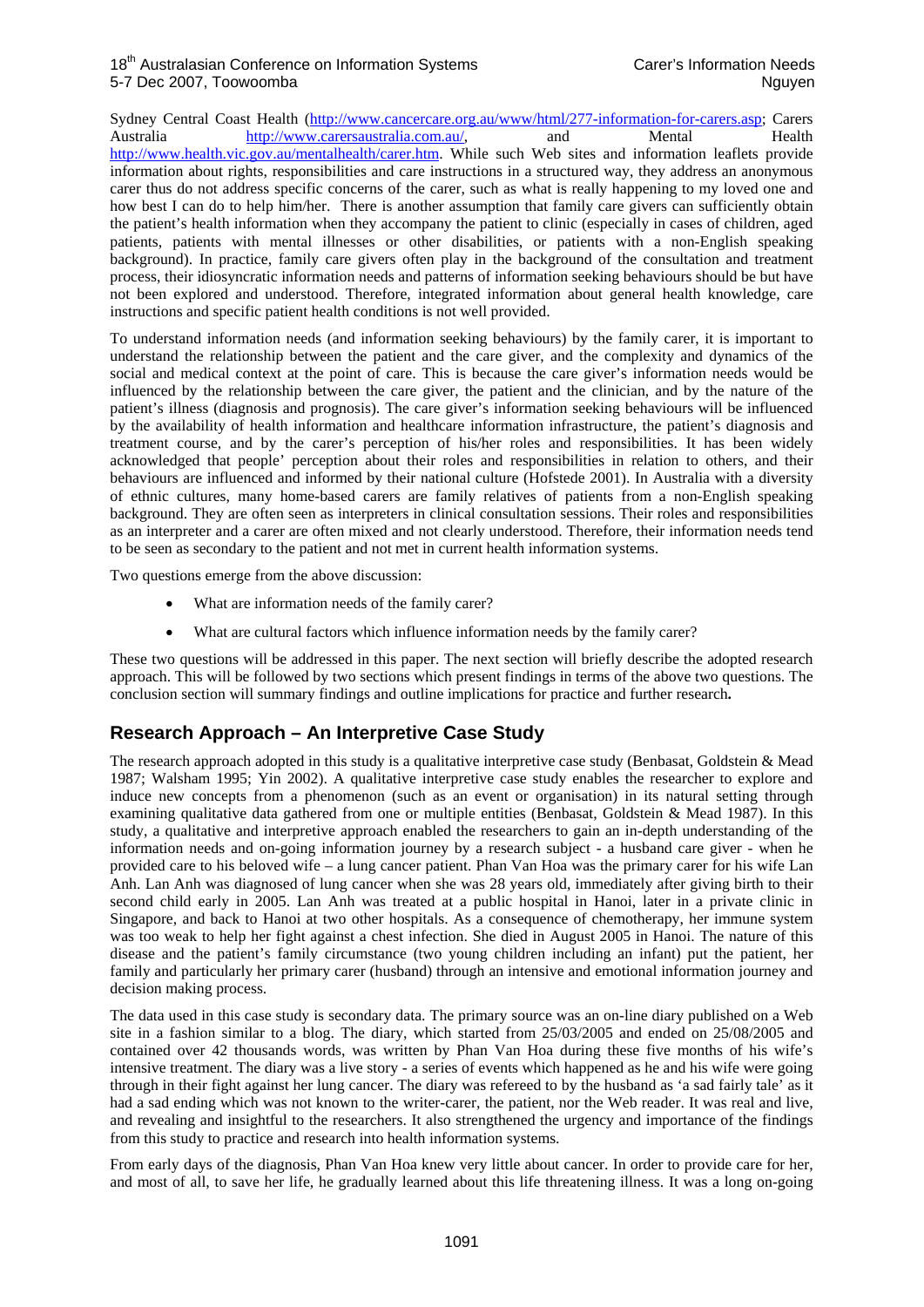Sydney Central Coast Health (http://www.cancercare.org.au/www/html/277-information-for-carers.asp; Carers Australia http://www.carersaustralia.com.au/, and Mental Health http://www.health.vic.gov.au/mentalhealth/carer.htm. While such Web sites and information leaflets provide information about rights, responsibilities and care instructions in a structured way, they address an anonymous carer thus do not address specific concerns of the carer, such as what is really happening to my loved one and how best I can do to help him/her. There is another assumption that family care givers can sufficiently obtain the patient's health information when they accompany the patient to clinic (especially in cases of children, aged patients, patients with mental illnesses or other disabilities, or patients with a non-English speaking background). In practice, family care givers often play in the background of the consultation and treatment process, their idiosyncratic information needs and patterns of information seeking behaviours should be but have not been explored and understood. Therefore, integrated information about general health knowledge, care instructions and specific patient health conditions is not well provided.

To understand information needs (and information seeking behaviours) by the family carer, it is important to understand the relationship between the patient and the care giver, and the complexity and dynamics of the social and medical context at the point of care. This is because the care giver's information needs would be influenced by the relationship between the care giver, the patient and the clinician, and by the nature of the patient's illness (diagnosis and prognosis). The care giver's information seeking behaviours will be influenced by the availability of health information and healthcare information infrastructure, the patient's diagnosis and treatment course, and by the carer's perception of his/her roles and responsibilities. It has been widely acknowledged that people' perception about their roles and responsibilities in relation to others, and their behaviours are influenced and informed by their national culture (Hofstede 2001). In Australia with a diversity of ethnic cultures, many home-based carers are family relatives of patients from a non-English speaking background. They are often seen as interpreters in clinical consultation sessions. Their roles and responsibilities as an interpreter and a carer are often mixed and not clearly understood. Therefore, their information needs tend to be seen as secondary to the patient and not met in current health information systems.

Two questions emerge from the above discussion:

- What are information needs of the family carer?
- What are cultural factors which influence information needs by the family carer?

These two questions will be addressed in this paper. The next section will briefly describe the adopted research approach. This will be followed by two sections which present findings in terms of the above two questions. The conclusion section will summary findings and outline implications for practice and further research**.**

## Research Approach – An Interpretive Case Study

The research approach adopted in this study is a qualitative interpretive case study (Benbasat, Goldstein & Mead 1987; Walsham 1995; Yin 2002). A qualitative interpretive case study enables the researcher to explore and induce new concepts from a phenomenon (such as an event or organisation) in its natural setting through examining qualitative data gathered from one or multiple entities (Benbasat, Goldstein & Mead 1987). In this study, a qualitative and interpretive approach enabled the researchers to gain an in-depth understanding of the information needs and on-going information journey by a research subject - a husband care giver - when he provided care to his beloved wife – a lung cancer patient. Phan Van Hoa was the primary carer for his wife Lan Anh. Lan Anh was diagnosed of lung cancer when she was 28 years old, immediately after giving birth to their second child early in 2005. Lan Anh was treated at a public hospital in Hanoi, later in a private clinic in Singapore, and back to Hanoi at two other hospitals. As a consequence of chemotherapy, her immune system was too weak to help her fight against a chest infection. She died in August 2005 in Hanoi. The nature of this disease and the patient's family circumstance (two young children including an infant) put the patient, her family and particularly her primary carer (husband) through an intensive and emotional information journey and decision making process.

The data used in this case study is secondary data. The primary source was an on-line diary published on a Web site in a fashion similar to a blog. The diary, which started from 25/03/2005 and ended on 25/08/2005 and contained over 42 thousands words, was written by Phan Van Hoa during these five months of his wife's intensive treatment. The diary was a live story - a series of events which happened as he and his wife were going through in their fight against her lung cancer. The diary was refereed to by the husband as 'a sad fairly tale' as it had a sad ending which was not known to the writer-carer, the patient, nor the Web reader. It was real and live, and revealing and insightful to the researchers. It also strengthened the urgency and importance of the findings from this study to practice and research into health information systems.

From early days of the diagnosis, Phan Van Hoa knew very little about cancer. In order to provide care for her, and most of all, to save her life, he gradually learned about this life threatening illness. It was a long on-going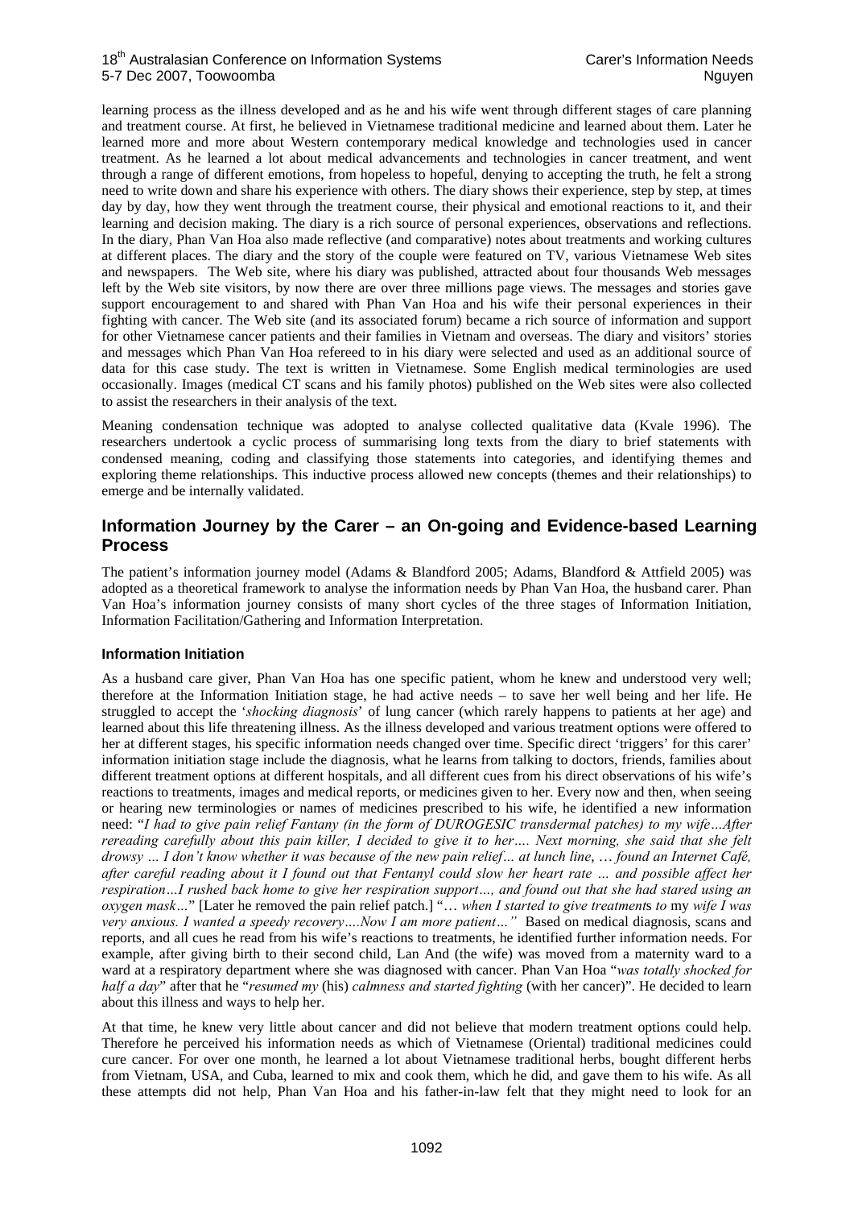learning process as the illness developed and as he and his wife went through different stages of care planning and treatment course. At first, he believed in Vietnamese traditional medicine and learned about them. Later he learned more and more about Western contemporary medical knowledge and technologies used in cancer treatment. As he learned a lot about medical advancements and technologies in cancer treatment, and went through a range of different emotions, from hopeless to hopeful, denying to accepting the truth, he felt a strong need to write down and share his experience with others. The diary shows their experience, step by step, at times day by day, how they went through the treatment course, their physical and emotional reactions to it, and their learning and decision making. The diary is a rich source of personal experiences, observations and reflections. In the diary, Phan Van Hoa also made reflective (and comparative) notes about treatments and working cultures at different places. The diary and the story of the couple were featured on TV, various Vietnamese Web sites and newspapers. The Web site, where his diary was published, attracted about four thousands Web messages left by the Web site visitors, by now there are over three millions page views. The messages and stories gave support encouragement to and shared with Phan Van Hoa and his wife their personal experiences in their fighting with cancer. The Web site (and its associated forum) became a rich source of information and support for other Vietnamese cancer patients and their families in Vietnam and overseas. The diary and visitors' stories and messages which Phan Van Hoa refereed to in his diary were selected and used as an additional source of data for this case study. The text is written in Vietnamese. Some English medical terminologies are used occasionally. Images (medical CT scans and his family photos) published on the Web sites were also collected to assist the researchers in their analysis of the text.

Meaning condensation technique was adopted to analyse collected qualitative data (Kvale 1996). The researchers undertook a cyclic process of summarising long texts from the diary to brief statements with condensed meaning, coding and classifying those statements into categories, and identifying themes and exploring theme relationships. This inductive process allowed new concepts (themes and their relationships) to emerge and be internally validated.

## Information Journey by the Carer – an On-going and Evidence-based Learning Process

The patient's information journey model (Adams & Blandford 2005; Adams, Blandford & Attfield 2005) was adopted as a theoretical framework to analyse the information needs by Phan Van Hoa, the husband carer. Phan Van Hoa's information journey consists of many short cycles of the three stages of Information Initiation, Information Facilitation/Gathering and Information Interpretation.

### Information Initiation

As a husband care giver, Phan Van Hoa has one specific patient, whom he knew and understood very well; therefore at the Information Initiation stage, he had active needs – to save her well being and her life. He struggled to accept the '*shocking diagnosis*' of lung cancer (which rarely happens to patients at her age) and learned about this life threatening illness. As the illness developed and various treatment options were offered to her at different stages, his specific information needs changed over time. Specific direct 'triggers' for this carer' information initiation stage include the diagnosis, what he learns from talking to doctors, friends, families about different treatment options at different hospitals, and all different cues from his direct observations of his wife's reactions to treatments, images and medical reports, or medicines given to her. Every now and then, when seeing or hearing new terminologies or names of medicines prescribed to his wife, he identified a new information need: "*I had to give pain relief Fantany (in the form of DUROGESIC transdermal patches) to my wife…After rereading carefully about this pain killer, I decided to give it to her…. Next morning, she said that she felt drowsy … I don't know whether it was because of the new pain relief… at lunch line*, … *found an Internet Café, after careful reading about it I found out that Fentanyl could slow her heart rate … and possible affect her respiration…I rushed back home to give her respiration support…, and found out that she had stared using an oxygen mask…*" [Later he removed the pain relief patch.] "… *when I started to give treatment*s *to* my *wife I was very anxious. I wanted a speedy recovery….Now I am more patient…"* Based on medical diagnosis, scans and reports, and all cues he read from his wife's reactions to treatments, he identified further information needs. For example, after giving birth to their second child, Lan And (the wife) was moved from a maternity ward to a ward at a respiratory department where she was diagnosed with cancer. Phan Van Hoa "*was totally shocked for half a day*" after that he "*resumed my* (his) *calmness and started fighting* (with her cancer)". He decided to learn about this illness and ways to help her.

At that time, he knew very little about cancer and did not believe that modern treatment options could help. Therefore he perceived his information needs as which of Vietnamese (Oriental) traditional medicines could cure cancer. For over one month, he learned a lot about Vietnamese traditional herbs, bought different herbs from Vietnam, USA, and Cuba, learned to mix and cook them, which he did, and gave them to his wife. As all these attempts did not help, Phan Van Hoa and his father-in-law felt that they might need to look for an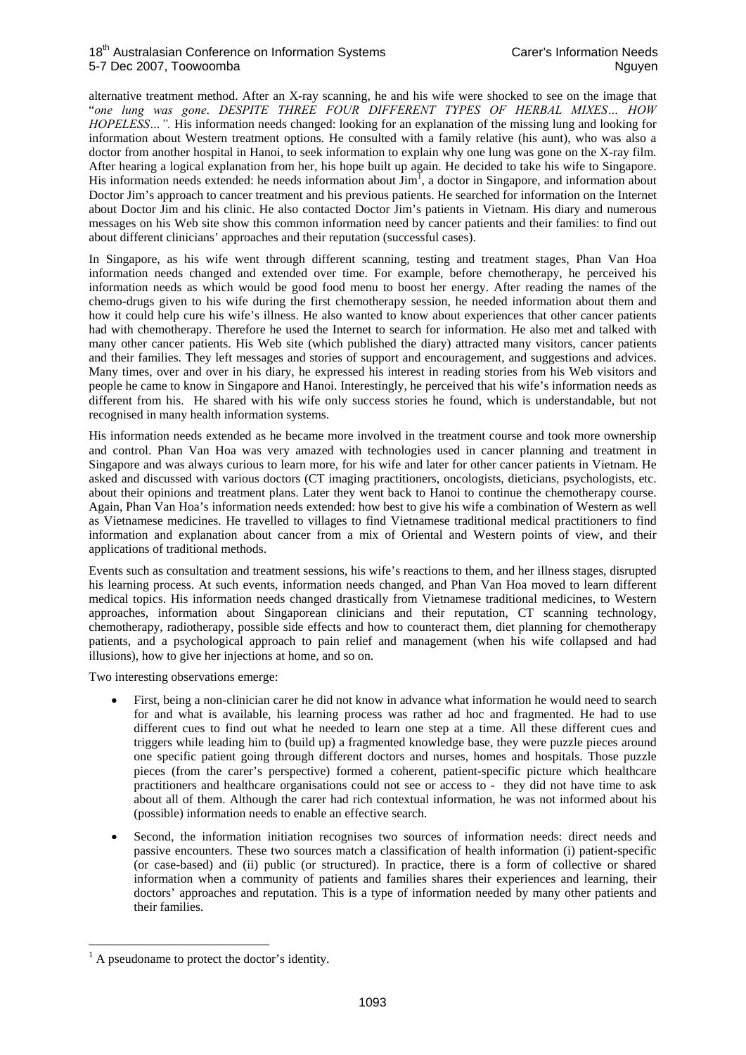alternative treatment method. After an X-ray scanning, he and his wife were shocked to see on the image that "*one lung was gone. DESPITE THREE FOUR DIFFERENT TYPES OF HERBAL MIXES… HOW HOPELESS…".* His information needs changed: looking for an explanation of the missing lung and looking for information about Western treatment options. He consulted with a family relative (his aunt), who was also a doctor from another hospital in Hanoi, to seek information to explain why one lung was gone on the X-ray film. After hearing a logical explanation from her, his hope built up again. He decided to take his wife to Singapore. His information needs extended: he needs information about Jim[1], a doctor in Singapore, and information about Doctor Jim's approach to cancer treatment and his previous patients. He searched for information on the Internet about Doctor Jim and his clinic. He also contacted Doctor Jim's patients in Vietnam. His diary and numerous messages on his Web site show this common information need by cancer patients and their families: to find out about different clinicians' approaches and their reputation (successful cases).

In Singapore, as his wife went through different scanning, testing and treatment stages, Phan Van Hoa information needs changed and extended over time. For example, before chemotherapy, he perceived his information needs as which would be good food menu to boost her energy. After reading the names of the chemo-drugs given to his wife during the first chemotherapy session, he needed information about them and how it could help cure his wife's illness. He also wanted to know about experiences that other cancer patients had with chemotherapy. Therefore he used the Internet to search for information. He also met and talked with many other cancer patients. His Web site (which published the diary) attracted many visitors, cancer patients and their families. They left messages and stories of support and encouragement, and suggestions and advices. Many times, over and over in his diary, he expressed his interest in reading stories from his Web visitors and people he came to know in Singapore and Hanoi. Interestingly, he perceived that his wife's information needs as different from his. He shared with his wife only success stories he found, which is understandable, but not recognised in many health information systems.

His information needs extended as he became more involved in the treatment course and took more ownership and control. Phan Van Hoa was very amazed with technologies used in cancer planning and treatment in Singapore and was always curious to learn more, for his wife and later for other cancer patients in Vietnam. He asked and discussed with various doctors (CT imaging practitioners, oncologists, dieticians, psychologists, etc. about their opinions and treatment plans. Later they went back to Hanoi to continue the chemotherapy course. Again, Phan Van Hoa's information needs extended: how best to give his wife a combination of Western as well as Vietnamese medicines. He travelled to villages to find Vietnamese traditional medical practitioners to find information and explanation about cancer from a mix of Oriental and Western points of view, and their applications of traditional methods.

Events such as consultation and treatment sessions, his wife's reactions to them, and her illness stages, disrupted his learning process. At such events, information needs changed, and Phan Van Hoa moved to learn different medical topics. His information needs changed drastically from Vietnamese traditional medicines, to Western approaches, information about Singaporean clinicians and their reputation, CT scanning technology, chemotherapy, radiotherapy, possible side effects and how to counteract them, diet planning for chemotherapy patients, and a psychological approach to pain relief and management (when his wife collapsed and had illusions), how to give her injections at home, and so on.

Two interesting observations emerge:

- First, being a non-clinician carer he did not know in advance what information he would need to search for and what is available, his learning process was rather ad hoc and fragmented. He had to use different cues to find out what he needed to learn one step at a time. All these different cues and triggers while leading him to (build up) a fragmented knowledge base, they were puzzle pieces around one specific patient going through different doctors and nurses, homes and hospitals. Those puzzle pieces (from the carer's perspective) formed a coherent, patient-specific picture which healthcare practitioners and healthcare organisations could not see or access to - they did not have time to ask about all of them. Although the carer had rich contextual information, he was not informed about his (possible) information needs to enable an effective search.
- Second, the information initiation recognises two sources of information needs: direct needs and passive encounters. These two sources match a classification of health information (i) patient-specific (or case-based) and (ii) public (or structured). In practice, there is a form of collective or shared information when a community of patients and families shares their experiences and learning, their doctors' approaches and reputation. This is a type of information needed by many other patients and their families.

[1] A pseudoname to protect the doctor's identity.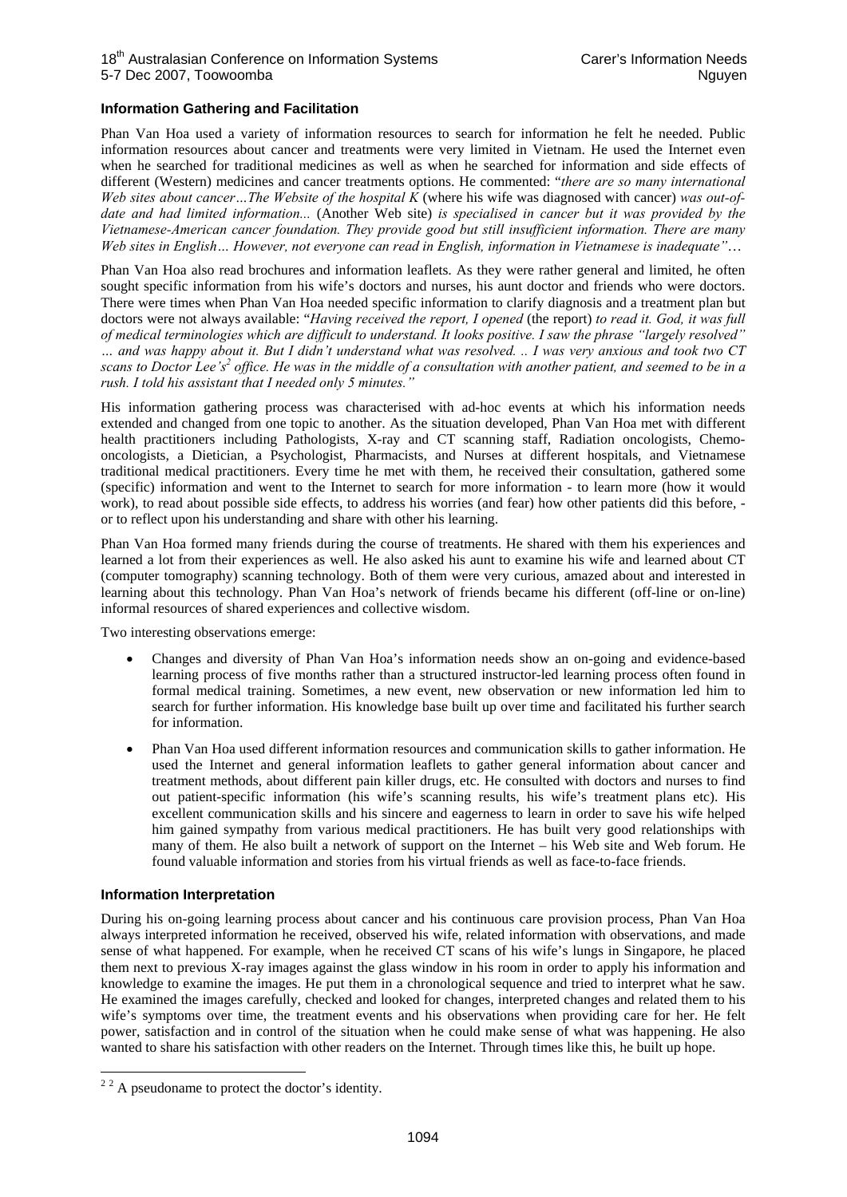### Information Gathering and Facilitation

Phan Van Hoa used a variety of information resources to search for information he felt he needed. Public information resources about cancer and treatments were very limited in Vietnam. He used the Internet even when he searched for traditional medicines as well as when he searched for information and side effects of different (Western) medicines and cancer treatments options. He commented: "*there are so many international Web sites about cancer…The Website of the hospital K* (where his wife was diagnosed with cancer) *was out-of-date and had limited information...* (Another Web site) *is specialised in cancer but it was provided by the Vietnamese-American cancer foundation. They provide good but still insufficient information. There are many Web sites in English… However, not everyone can read in English, information in Vietnamese is inadequate"*…

Phan Van Hoa also read brochures and information leaflets. As they were rather general and limited, he often sought specific information from his wife's doctors and nurses, his aunt doctor and friends who were doctors. There were times when Phan Van Hoa needed specific information to clarify diagnosis and a treatment plan but doctors were not always available: "*Having received the report, I opened* (the report) *to read it. God, it was full of medical terminologies which are difficult to understand. It looks positive. I saw the phrase "largely resolved" … and was happy about it. But I didn't understand what was resolved. .. I was very anxious and took two CT scans to Doctor Lee's*[2] *office. He was in the middle of a consultation with another patient, and seemed to be in a rush. I told his assistant that I needed only 5 minutes."*

His information gathering process was characterised with ad-hoc events at which his information needs extended and changed from one topic to another. As the situation developed, Phan Van Hoa met with different health practitioners including Pathologists, X-ray and CT scanning staff, Radiation oncologists, Chemo-oncologists, a Dietician, a Psychologist, Pharmacists, and Nurses at different hospitals, and Vietnamese traditional medical practitioners. Every time he met with them, he received their consultation, gathered some (specific) information and went to the Internet to search for more information - to learn more (how it would work), to read about possible side effects, to address his worries (and fear) how other patients did this before, - or to reflect upon his understanding and share with other his learning.

Phan Van Hoa formed many friends during the course of treatments. He shared with them his experiences and learned a lot from their experiences as well. He also asked his aunt to examine his wife and learned about CT (computer tomography) scanning technology. Both of them were very curious, amazed about and interested in learning about this technology. Phan Van Hoa's network of friends became his different (off-line or on-line) informal resources of shared experiences and collective wisdom.

Two interesting observations emerge:

- Changes and diversity of Phan Van Hoa's information needs show an on-going and evidence-based learning process of five months rather than a structured instructor-led learning process often found in formal medical training. Sometimes, a new event, new observation or new information led him to search for further information. His knowledge base built up over time and facilitated his further search for information.
- Phan Van Hoa used different information resources and communication skills to gather information. He used the Internet and general information leaflets to gather general information about cancer and treatment methods, about different pain killer drugs, etc. He consulted with doctors and nurses to find out patient-specific information (his wife's scanning results, his wife's treatment plans etc). His excellent communication skills and his sincere and eagerness to learn in order to save his wife helped him gained sympathy from various medical practitioners. He has built very good relationships with many of them. He also built a network of support on the Internet – his Web site and Web forum. He found valuable information and stories from his virtual friends as well as face-to-face friends.

### Information Interpretation

During his on-going learning process about cancer and his continuous care provision process, Phan Van Hoa always interpreted information he received, observed his wife, related information with observations, and made sense of what happened. For example, when he received CT scans of his wife's lungs in Singapore, he placed them next to previous X-ray images against the glass window in his room in order to apply his information and knowledge to examine the images. He put them in a chronological sequence and tried to interpret what he saw. He examined the images carefully, checked and looked for changes, interpreted changes and related them to his wife's symptoms over time, the treatment events and his observations when providing care for her. He felt power, satisfaction and in control of the situation when he could make sense of what was happening. He also wanted to share his satisfaction with other readers on the Internet. Through times like this, he built up hope.

[2] A pseudoname to protect the doctor's identity.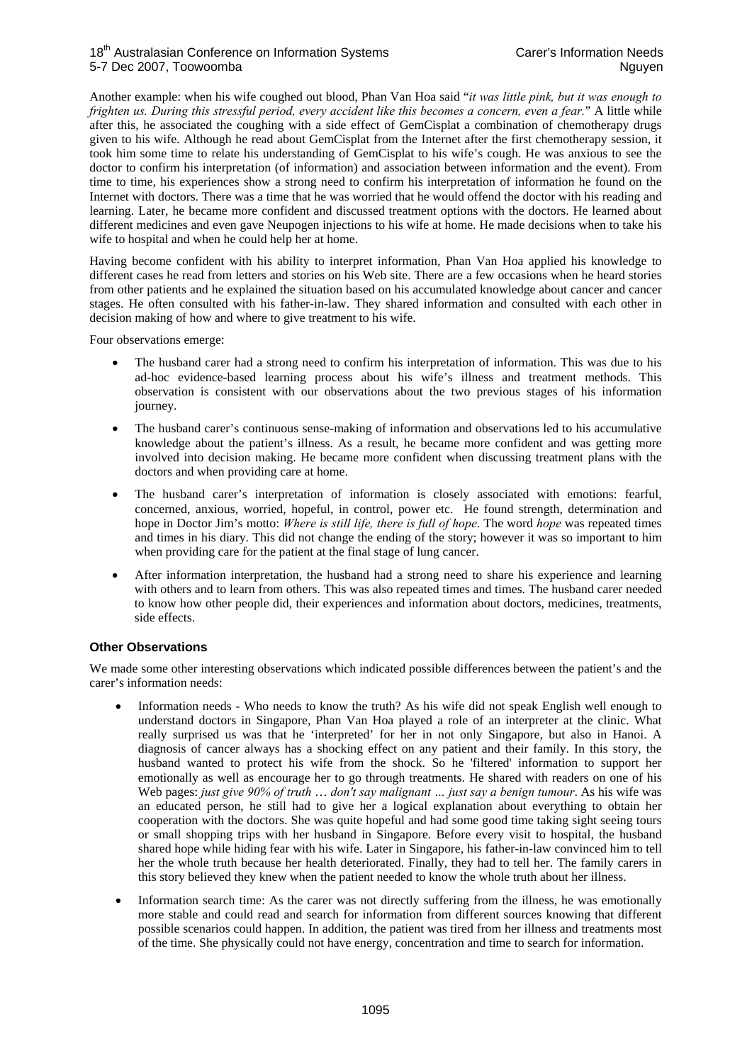Another example: when his wife coughed out blood, Phan Van Hoa said "*it was little pink, but it was enough to frighten us. During this stressful period, every accident like this becomes a concern, even a fear.*" A little while after this, he associated the coughing with a side effect of GemCisplat a combination of chemotherapy drugs given to his wife. Although he read about GemCisplat from the Internet after the first chemotherapy session, it took him some time to relate his understanding of GemCisplat to his wife's cough. He was anxious to see the doctor to confirm his interpretation (of information) and association between information and the event). From time to time, his experiences show a strong need to confirm his interpretation of information he found on the Internet with doctors. There was a time that he was worried that he would offend the doctor with his reading and learning. Later, he became more confident and discussed treatment options with the doctors. He learned about different medicines and even gave Neupogen injections to his wife at home. He made decisions when to take his wife to hospital and when he could help her at home.

Having become confident with his ability to interpret information, Phan Van Hoa applied his knowledge to different cases he read from letters and stories on his Web site. There are a few occasions when he heard stories from other patients and he explained the situation based on his accumulated knowledge about cancer and cancer stages. He often consulted with his father-in-law. They shared information and consulted with each other in decision making of how and where to give treatment to his wife.

Four observations emerge:

- The husband carer had a strong need to confirm his interpretation of information. This was due to his ad-hoc evidence-based learning process about his wife's illness and treatment methods. This observation is consistent with our observations about the two previous stages of his information journey.
- The husband carer's continuous sense-making of information and observations led to his accumulative knowledge about the patient's illness. As a result, he became more confident and was getting more involved into decision making. He became more confident when discussing treatment plans with the doctors and when providing care at home.
- The husband carer's interpretation of information is closely associated with emotions: fearful, concerned, anxious, worried, hopeful, in control, power etc. He found strength, determination and hope in Doctor Jim's motto: *Where is still life, there is full of hope*. The word *hope* was repeated times and times in his diary. This did not change the ending of the story; however it was so important to him when providing care for the patient at the final stage of lung cancer.
- After information interpretation, the husband had a strong need to share his experience and learning with others and to learn from others. This was also repeated times and times. The husband carer needed to know how other people did, their experiences and information about doctors, medicines, treatments, side effects.

### Other Observations

We made some other interesting observations which indicated possible differences between the patient's and the carer's information needs:

- Information needs - Who needs to know the truth? As his wife did not speak English well enough to understand doctors in Singapore, Phan Van Hoa played a role of an interpreter at the clinic. What really surprised us was that he 'interpreted' for her in not only Singapore, but also in Hanoi. A diagnosis of cancer always has a shocking effect on any patient and their family. In this story, the husband wanted to protect his wife from the shock. So he 'filtered' information to support her emotionally as well as encourage her to go through treatments. He shared with readers on one of his Web pages: *just give 90% of truth … don't say malignant … just say a benign tumour*. As his wife was an educated person, he still had to give her a logical explanation about everything to obtain her cooperation with the doctors. She was quite hopeful and had some good time taking sight seeing tours or small shopping trips with her husband in Singapore. Before every visit to hospital, the husband shared hope while hiding fear with his wife. Later in Singapore, his father-in-law convinced him to tell her the whole truth because her health deteriorated. Finally, they had to tell her. The family carers in this story believed they knew when the patient needed to know the whole truth about her illness.
- Information search time: As the carer was not directly suffering from the illness, he was emotionally more stable and could read and search for information from different sources knowing that different possible scenarios could happen. In addition, the patient was tired from her illness and treatments most of the time. She physically could not have energy, concentration and time to search for information.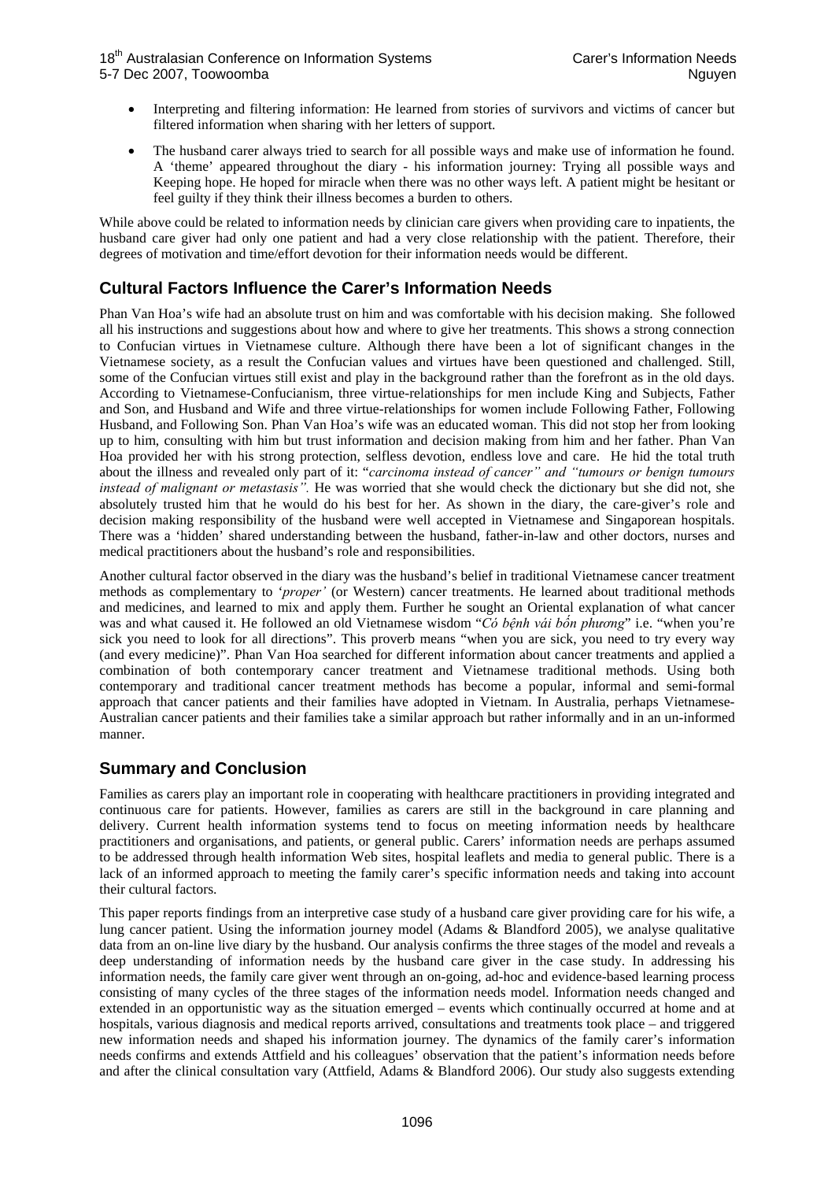- Interpreting and filtering information: He learned from stories of survivors and victims of cancer but filtered information when sharing with her letters of support.
- The husband carer always tried to search for all possible ways and make use of information he found. A 'theme' appeared throughout the diary - his information journey: Trying all possible ways and Keeping hope. He hoped for miracle when there was no other ways left. A patient might be hesitant or feel guilty if they think their illness becomes a burden to others.

While above could be related to information needs by clinician care givers when providing care to inpatients, the husband care giver had only one patient and had a very close relationship with the patient. Therefore, their degrees of motivation and time/effort devotion for their information needs would be different.

## Cultural Factors Influence the Carer's Information Needs

Phan Van Hoa's wife had an absolute trust on him and was comfortable with his decision making. She followed all his instructions and suggestions about how and where to give her treatments. This shows a strong connection to Confucian virtues in Vietnamese culture. Although there have been a lot of significant changes in the Vietnamese society, as a result the Confucian values and virtues have been questioned and challenged. Still, some of the Confucian virtues still exist and play in the background rather than the forefront as in the old days. According to Vietnamese-Confucianism, three virtue-relationships for men include King and Subjects, Father and Son, and Husband and Wife and three virtue-relationships for women include Following Father, Following Husband, and Following Son. Phan Van Hoa's wife was an educated woman. This did not stop her from looking up to him, consulting with him but trust information and decision making from him and her father. Phan Van Hoa provided her with his strong protection, selfless devotion, endless love and care. He hid the total truth about the illness and revealed only part of it: "*carcinoma instead of cancer" and "tumours or benign tumours instead of malignant or metastasis".* He was worried that she would check the dictionary but she did not, she absolutely trusted him that he would do his best for her. As shown in the diary, the care-giver's role and decision making responsibility of the husband were well accepted in Vietnamese and Singaporean hospitals. There was a 'hidden' shared understanding between the husband, father-in-law and other doctors, nurses and medical practitioners about the husband's role and responsibilities.

Another cultural factor observed in the diary was the husband's belief in traditional Vietnamese cancer treatment methods as complementary to '*proper'* (or Western) cancer treatments. He learned about traditional methods and medicines, and learned to mix and apply them. Further he sought an Oriental explanation of what cancer was and what caused it. He followed an old Vietnamese wisdom "*Có bệnh vái bốn phương*" i.e. "when you're sick you need to look for all directions". This proverb means "when you are sick, you need to try every way (and every medicine)". Phan Van Hoa searched for different information about cancer treatments and applied a combination of both contemporary cancer treatment and Vietnamese traditional methods. Using both contemporary and traditional cancer treatment methods has become a popular, informal and semi-formal approach that cancer patients and their families have adopted in Vietnam. In Australia, perhaps Vietnamese-Australian cancer patients and their families take a similar approach but rather informally and in an un-informed manner.

## Summary and Conclusion

Families as carers play an important role in cooperating with healthcare practitioners in providing integrated and continuous care for patients. However, families as carers are still in the background in care planning and delivery. Current health information systems tend to focus on meeting information needs by healthcare practitioners and organisations, and patients, or general public. Carers' information needs are perhaps assumed to be addressed through health information Web sites, hospital leaflets and media to general public. There is a lack of an informed approach to meeting the family carer's specific information needs and taking into account their cultural factors.

This paper reports findings from an interpretive case study of a husband care giver providing care for his wife, a lung cancer patient. Using the information journey model (Adams & Blandford 2005), we analyse qualitative data from an on-line live diary by the husband. Our analysis confirms the three stages of the model and reveals a deep understanding of information needs by the husband care giver in the case study. In addressing his information needs, the family care giver went through an on-going, ad-hoc and evidence-based learning process consisting of many cycles of the three stages of the information needs model. Information needs changed and extended in an opportunistic way as the situation emerged – events which continually occurred at home and at hospitals, various diagnosis and medical reports arrived, consultations and treatments took place – and triggered new information needs and shaped his information journey. The dynamics of the family carer's information needs confirms and extends Attfield and his colleagues' observation that the patient's information needs before and after the clinical consultation vary (Attfield, Adams & Blandford 2006). Our study also suggests extending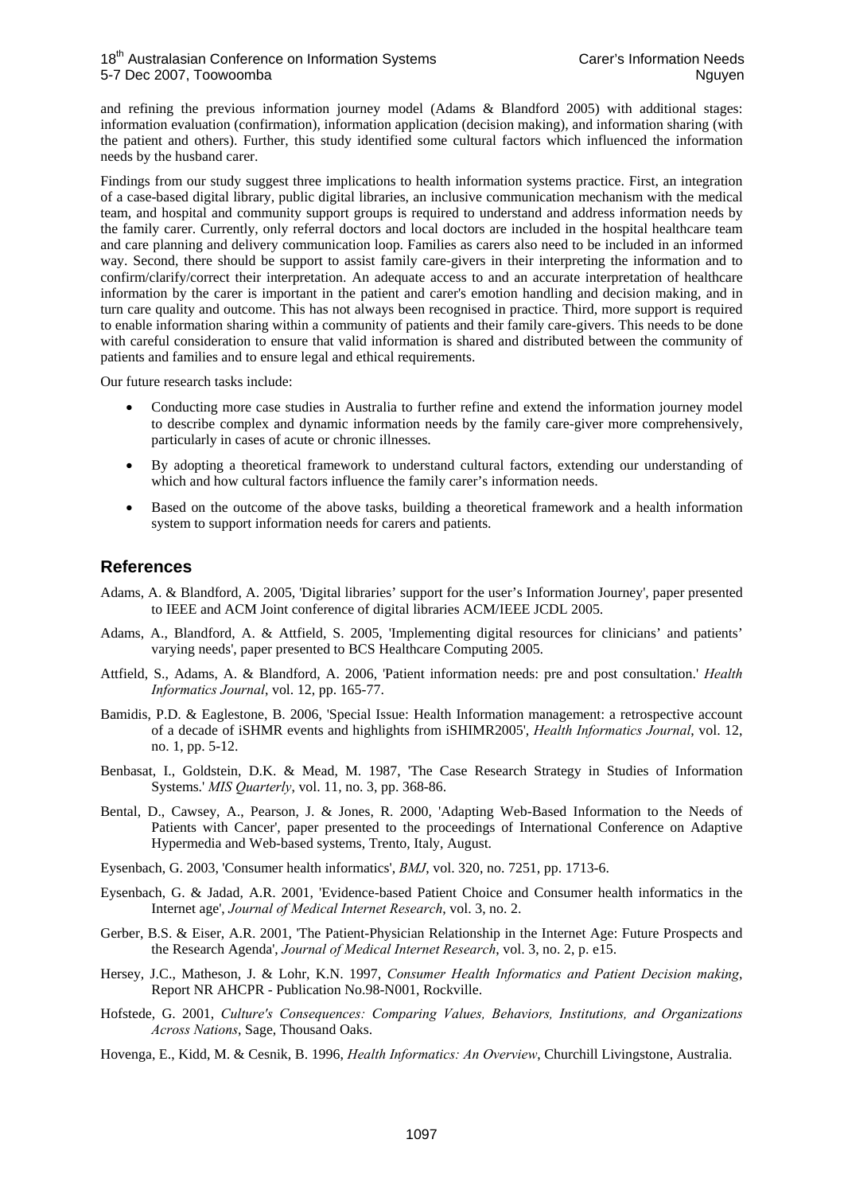and refining the previous information journey model (Adams & Blandford 2005) with additional stages: information evaluation (confirmation), information application (decision making), and information sharing (with the patient and others). Further, this study identified some cultural factors which influenced the information needs by the husband carer.

Findings from our study suggest three implications to health information systems practice. First, an integration of a case-based digital library, public digital libraries, an inclusive communication mechanism with the medical team, and hospital and community support groups is required to understand and address information needs by the family carer. Currently, only referral doctors and local doctors are included in the hospital healthcare team and care planning and delivery communication loop. Families as carers also need to be included in an informed way. Second, there should be support to assist family care-givers in their interpreting the information and to confirm/clarify/correct their interpretation. An adequate access to and an accurate interpretation of healthcare information by the carer is important in the patient and carer's emotion handling and decision making, and in turn care quality and outcome. This has not always been recognised in practice. Third, more support is required to enable information sharing within a community of patients and their family care-givers. This needs to be done with careful consideration to ensure that valid information is shared and distributed between the community of patients and families and to ensure legal and ethical requirements.

Our future research tasks include:

- Conducting more case studies in Australia to further refine and extend the information journey model to describe complex and dynamic information needs by the family care-giver more comprehensively, particularly in cases of acute or chronic illnesses.
- By adopting a theoretical framework to understand cultural factors, extending our understanding of which and how cultural factors influence the family carer's information needs.
- Based on the outcome of the above tasks, building a theoretical framework and a health information system to support information needs for carers and patients.

## References

Adams, A. & Blandford, A. 2005, 'Digital libraries' support for the user's Information Journey', paper presented to IEEE and ACM Joint conference of digital libraries ACM/IEEE JCDL 2005.

Adams, A., Blandford, A. & Attfield, S. 2005, 'Implementing digital resources for clinicians' and patients' varying needs', paper presented to BCS Healthcare Computing 2005.

Attfield, S., Adams, A. & Blandford, A. 2006, 'Patient information needs: pre and post consultation.' *Health Informatics Journal*, vol. 12, pp. 165-77.

Bamidis, P.D. & Eaglestone, B. 2006, 'Special Issue: Health Information management: a retrospective account of a decade of iSHMR events and highlights from iSHIMR2005', *Health Informatics Journal*, vol. 12, no. 1, pp. 5-12.

Benbasat, I., Goldstein, D.K. & Mead, M. 1987, 'The Case Research Strategy in Studies of Information Systems.' *MIS Quarterly*, vol. 11, no. 3, pp. 368-86.

Bental, D., Cawsey, A., Pearson, J. & Jones, R. 2000, 'Adapting Web-Based Information to the Needs of Patients with Cancer', paper presented to the proceedings of International Conference on Adaptive Hypermedia and Web-based systems, Trento, Italy, August.

Eysenbach, G. 2003, 'Consumer health informatics', *BMJ*, vol. 320, no. 7251, pp. 1713-6.

Eysenbach, G. & Jadad, A.R. 2001, 'Evidence-based Patient Choice and Consumer health informatics in the Internet age', *Journal of Medical Internet Research*, vol. 3, no. 2.

Gerber, B.S. & Eiser, A.R. 2001, 'The Patient-Physician Relationship in the Internet Age: Future Prospects and the Research Agenda', *Journal of Medical Internet Research*, vol. 3, no. 2, p. e15.

Hersey, J.C., Matheson, J. & Lohr, K.N. 1997, *Consumer Health Informatics and Patient Decision making*, Report NR AHCPR - Publication No.98-N001, Rockville.

Hofstede, G. 2001, *Culture's Consequences: Comparing Values, Behaviors, Institutions, and Organizations Across Nations*, Sage, Thousand Oaks.

Hovenga, E., Kidd, M. & Cesnik, B. 1996, *Health Informatics: An Overview*, Churchill Livingstone, Australia.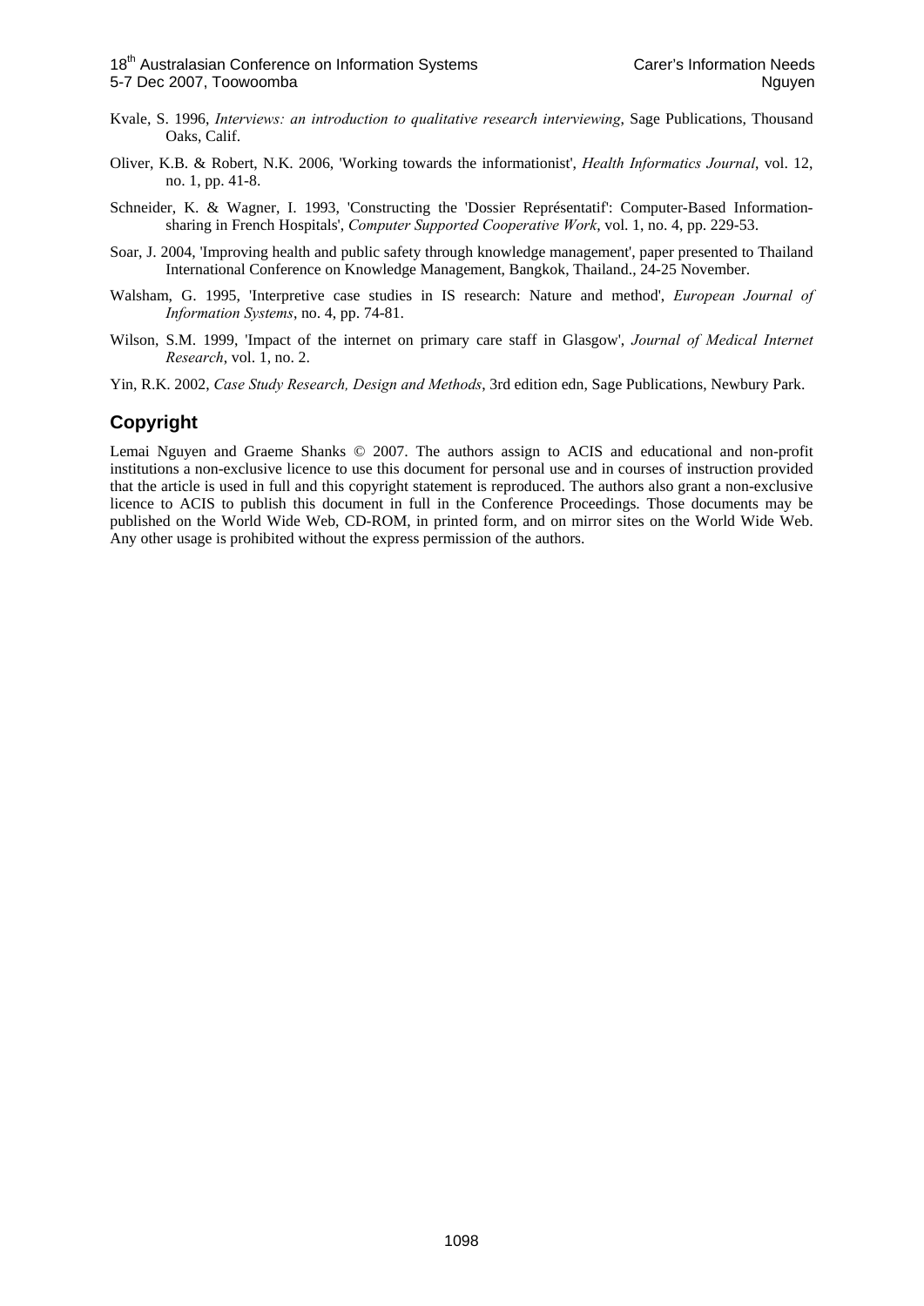Kvale, S. 1996, *Interviews: an introduction to qualitative research interviewing*, Sage Publications, Thousand Oaks, Calif.

Oliver, K.B. & Robert, N.K. 2006, 'Working towards the informationist', *Health Informatics Journal*, vol. 12, no. 1, pp. 41-8.

Schneider, K. & Wagner, I. 1993, 'Constructing the 'Dossier Représentatif': Computer-Based Information-sharing in French Hospitals', *Computer Supported Cooperative Work*, vol. 1, no. 4, pp. 229-53.

Soar, J. 2004, 'Improving health and public safety through knowledge management', paper presented to Thailand International Conference on Knowledge Management, Bangkok, Thailand., 24-25 November.

Walsham, G. 1995, 'Interpretive case studies in IS research: Nature and method', *European Journal of Information Systems*, no. 4, pp. 74-81.

Wilson, S.M. 1999, 'Impact of the internet on primary care staff in Glasgow', *Journal of Medical Internet Research*, vol. 1, no. 2.

Yin, R.K. 2002, *Case Study Research, Design and Methods*, 3rd edition edn, Sage Publications, Newbury Park.

## Copyright

Lemai Nguyen and Graeme Shanks © 2007. The authors assign to ACIS and educational and non-profit institutions a non-exclusive licence to use this document for personal use and in courses of instruction provided that the article is used in full and this copyright statement is reproduced. The authors also grant a non-exclusive licence to ACIS to publish this document in full in the Conference Proceedings. Those documents may be published on the World Wide Web, CD-ROM, in printed form, and on mirror sites on the World Wide Web. Any other usage is prohibited without the express permission of the authors.